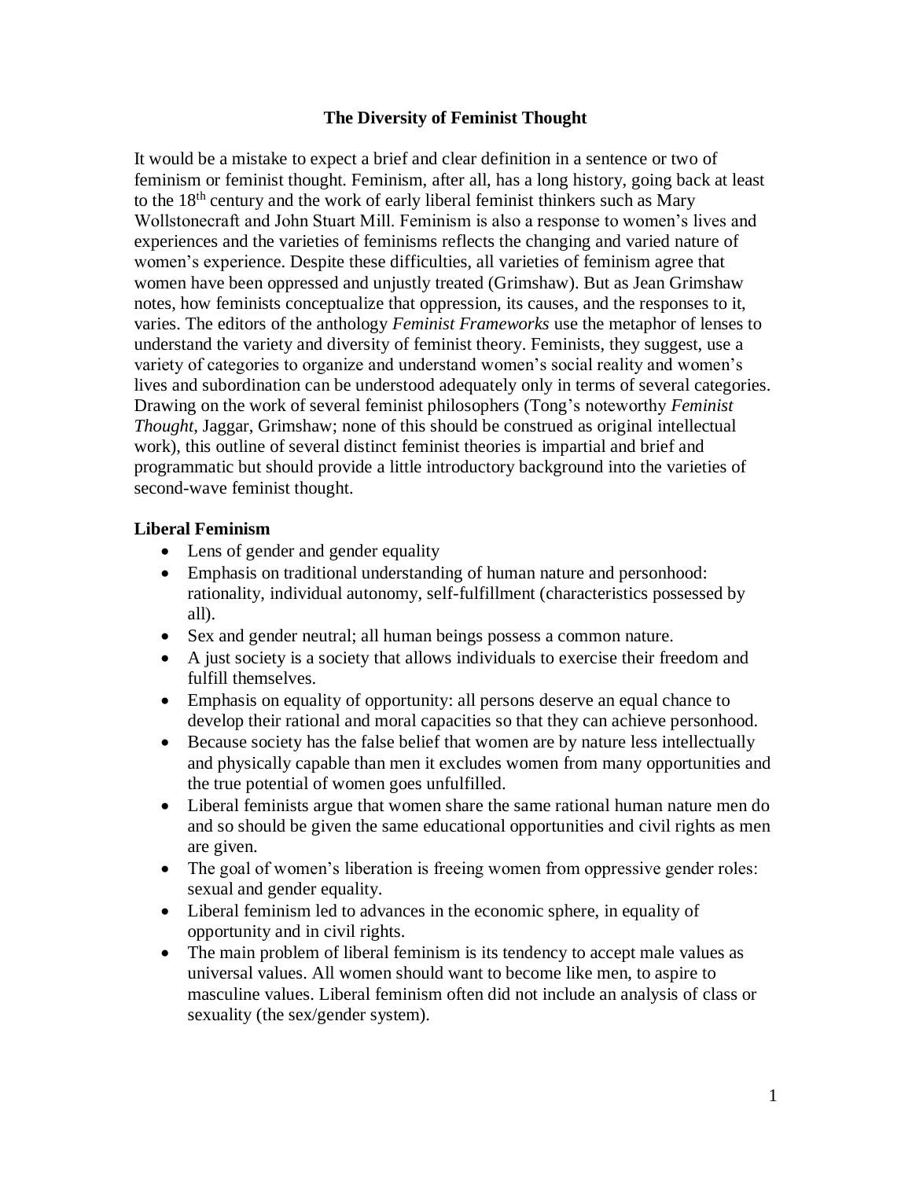# The Diversity of Feminist Thought

It would be a mistake to expect a brief and clear definition in a sentence or two of feminism or feminist thought. Feminism, after all, has a long history, going back at least to the 18th century and the work of early liberal feminist thinkers such as Mary Wollstonecraft and John Stuart Mill. Feminism is also a response to women's lives and experiences and the varieties of feminisms reflects the changing and varied nature of women's experience. Despite these difficulties, all varieties of feminism agree that women have been oppressed and unjustly treated (Grimshaw). But as Jean Grimshaw notes, how feminists conceptualize that oppression, its causes, and the responses to it, varies. The editors of the anthology *Feminist Frameworks* use the metaphor of lenses to understand the variety and diversity of feminist theory. Feminists, they suggest, use a variety of categories to organize and understand women's social reality and women's lives and subordination can be understood adequately only in terms of several categories. Drawing on the work of several feminist philosophers (Tong's noteworthy *Feminist Thought*, Jaggar, Grimshaw; none of this should be construed as original intellectual work), this outline of several distinct feminist theories is impartial and brief and programmatic but should provide a little introductory background into the varieties of second-wave feminist thought.

## Liberal Feminism

- Lens of gender and gender equality
- Emphasis on traditional understanding of human nature and personhood: rationality, individual autonomy, self-fulfillment (characteristics possessed by all).
- Sex and gender neutral; all human beings possess a common nature.
- A just society is a society that allows individuals to exercise their freedom and fulfill themselves.
- Emphasis on equality of opportunity: all persons deserve an equal chance to develop their rational and moral capacities so that they can achieve personhood.
- Because society has the false belief that women are by nature less intellectually and physically capable than men it excludes women from many opportunities and the true potential of women goes unfulfilled.
- Liberal feminists argue that women share the same rational human nature men do and so should be given the same educational opportunities and civil rights as men are given.
- The goal of women's liberation is freeing women from oppressive gender roles: sexual and gender equality.
- Liberal feminism led to advances in the economic sphere, in equality of opportunity and in civil rights.
- The main problem of liberal feminism is its tendency to accept male values as universal values. All women should want to become like men, to aspire to masculine values. Liberal feminism often did not include an analysis of class or sexuality (the sex/gender system).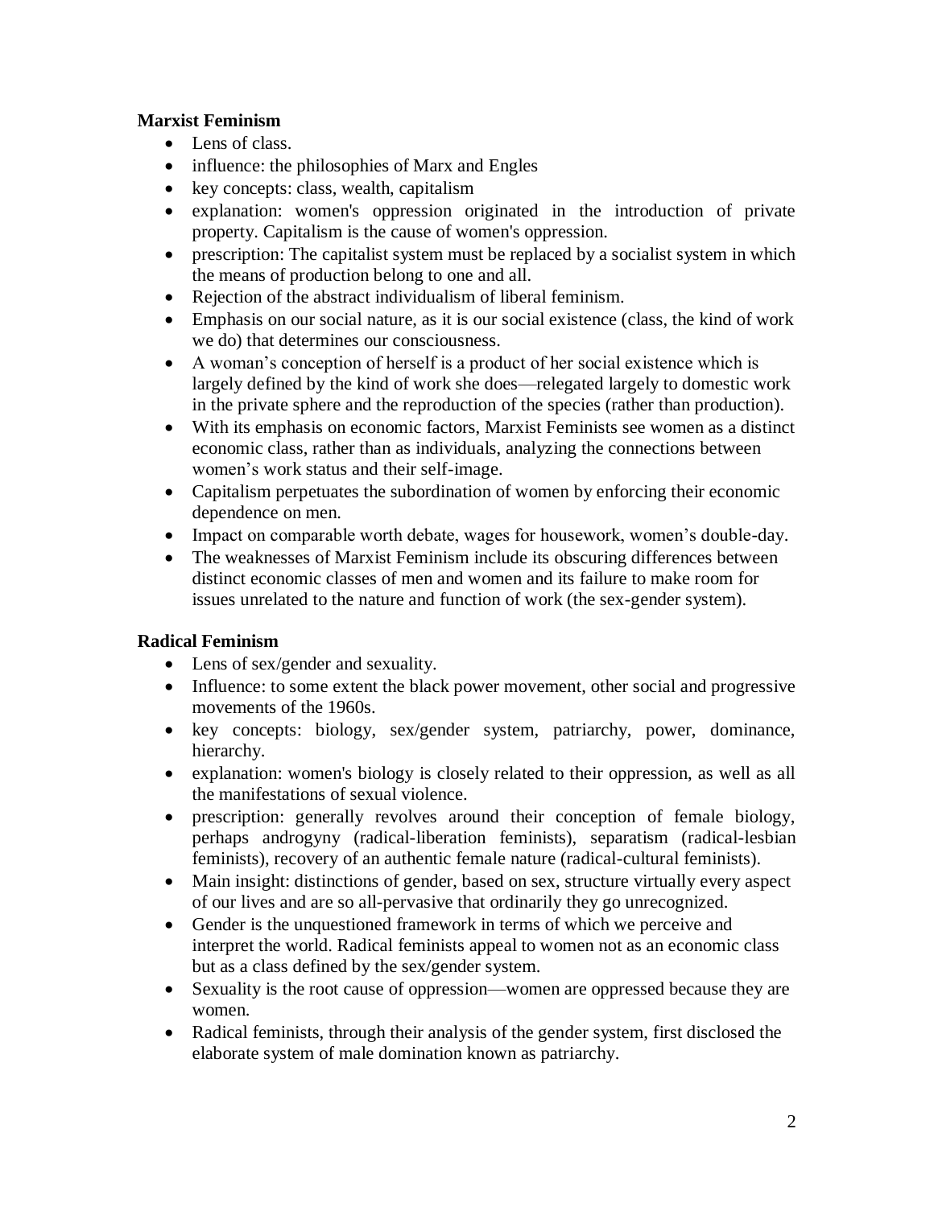**Marxist Feminism**

- Lens of class.
- influence: the philosophies of Marx and Engles
- key concepts: class, wealth, capitalism
- explanation: women's oppression originated in the introduction of private property. Capitalism is the cause of women's oppression.
- prescription: The capitalist system must be replaced by a socialist system in which the means of production belong to one and all.
- Rejection of the abstract individualism of liberal feminism.
- Emphasis on our social nature, as it is our social existence (class, the kind of work we do) that determines our consciousness.
- A woman's conception of herself is a product of her social existence which is largely defined by the kind of work she does—relegated largely to domestic work in the private sphere and the reproduction of the species (rather than production).
- With its emphasis on economic factors, Marxist Feminists see women as a distinct economic class, rather than as individuals, analyzing the connections between women's work status and their self-image.
- Capitalism perpetuates the subordination of women by enforcing their economic dependence on men.
- Impact on comparable worth debate, wages for housework, women's double-day.
- The weaknesses of Marxist Feminism include its obscuring differences between distinct economic classes of men and women and its failure to make room for issues unrelated to the nature and function of work (the sex-gender system).

**Radical Feminism**

- Lens of sex/gender and sexuality.
- Influence: to some extent the black power movement, other social and progressive movements of the 1960s.
- key concepts: biology, sex/gender system, patriarchy, power, dominance, hierarchy.
- explanation: women's biology is closely related to their oppression, as well as all the manifestations of sexual violence.
- prescription: generally revolves around their conception of female biology, perhaps androgyny (radical-liberation feminists), separatism (radical-lesbian feminists), recovery of an authentic female nature (radical-cultural feminists).
- Main insight: distinctions of gender, based on sex, structure virtually every aspect of our lives and are so all-pervasive that ordinarily they go unrecognized.
- Gender is the unquestioned framework in terms of which we perceive and interpret the world. Radical feminists appeal to women not as an economic class but as a class defined by the sex/gender system.
- Sexuality is the root cause of oppression—women are oppressed because they are women.
- Radical feminists, through their analysis of the gender system, first disclosed the elaborate system of male domination known as patriarchy.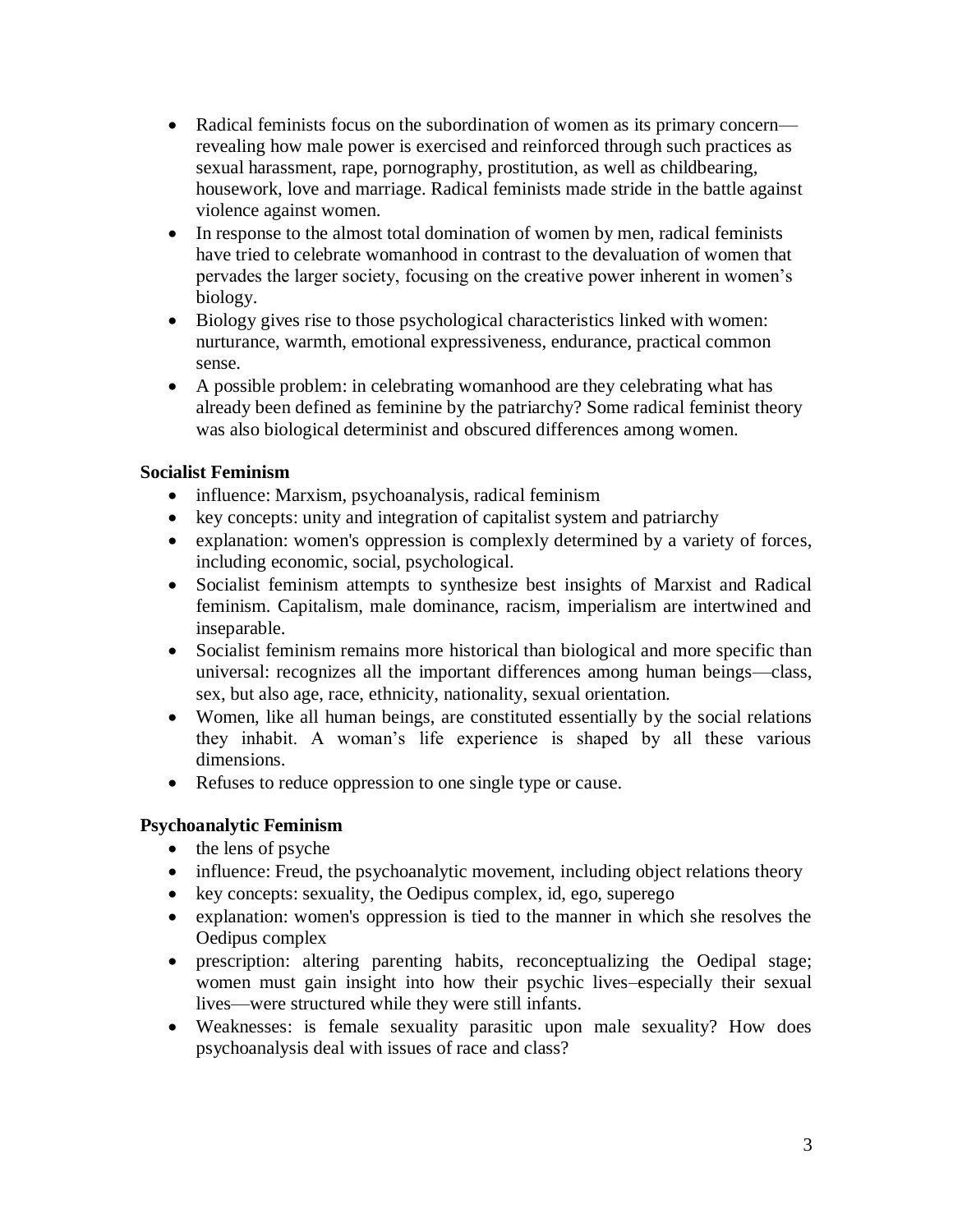- Radical feminists focus on the subordination of women as its primary concern—revealing how male power is exercised and reinforced through such practices as sexual harassment, rape, pornography, prostitution, as well as childbearing, housework, love and marriage. Radical feminists made stride in the battle against violence against women.
- In response to the almost total domination of women by men, radical feminists have tried to celebrate womanhood in contrast to the devaluation of women that pervades the larger society, focusing on the creative power inherent in women's biology.
- Biology gives rise to those psychological characteristics linked with women: nurturance, warmth, emotional expressiveness, endurance, practical common sense.
- A possible problem: in celebrating womanhood are they celebrating what has already been defined as feminine by the patriarchy? Some radical feminist theory was also biological determinist and obscured differences among women.

**Socialist Feminism**

- influence: Marxism, psychoanalysis, radical feminism
- key concepts: unity and integration of capitalist system and patriarchy
- explanation: women's oppression is complexly determined by a variety of forces, including economic, social, psychological.
- Socialist feminism attempts to synthesize best insights of Marxist and Radical feminism. Capitalism, male dominance, racism, imperialism are intertwined and inseparable.
- Socialist feminism remains more historical than biological and more specific than universal: recognizes all the important differences among human beings—class, sex, but also age, race, ethnicity, nationality, sexual orientation.
- Women, like all human beings, are constituted essentially by the social relations they inhabit. A woman's life experience is shaped by all these various dimensions.
- Refuses to reduce oppression to one single type or cause.

**Psychoanalytic Feminism**

- the lens of psyche
- influence: Freud, the psychoanalytic movement, including object relations theory
- key concepts: sexuality, the Oedipus complex, id, ego, superego
- explanation: women's oppression is tied to the manner in which she resolves the Oedipus complex
- prescription: altering parenting habits, reconceptualizing the Oedipal stage; women must gain insight into how their psychic lives–especially their sexual lives—were structured while they were still infants.
- Weaknesses: is female sexuality parasitic upon male sexuality? How does psychoanalysis deal with issues of race and class?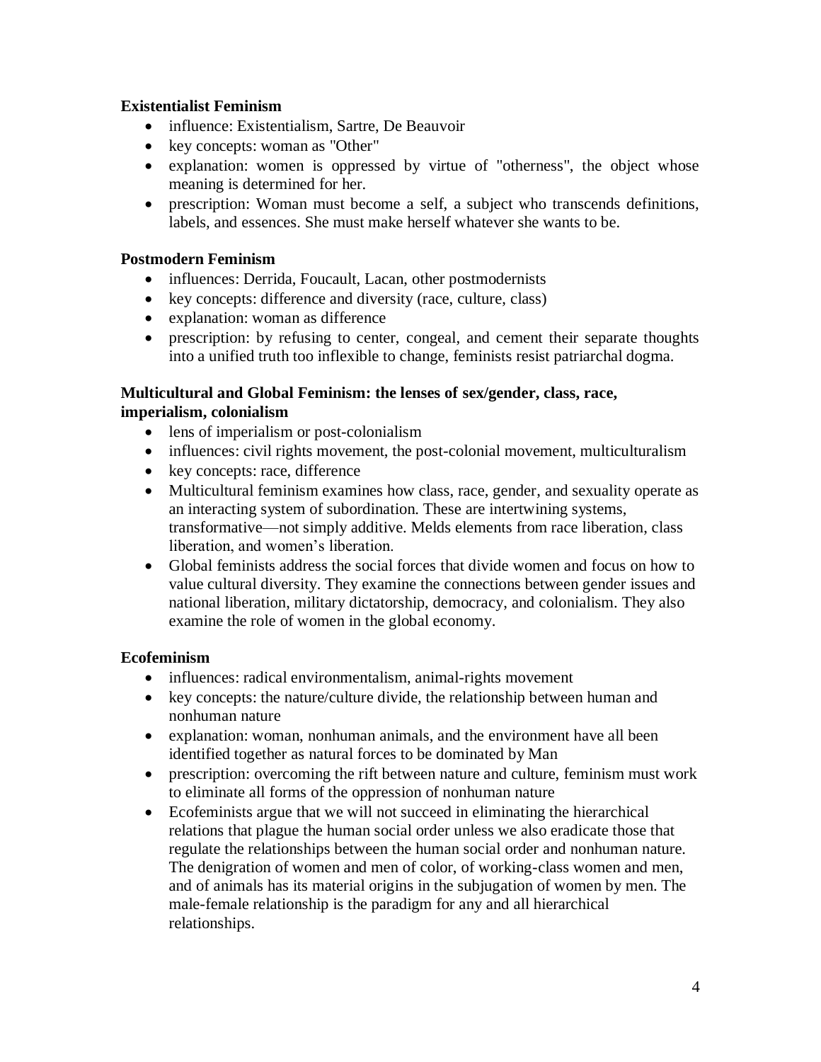**Existentialist Feminism**

- influence: Existentialism, Sartre, De Beauvoir
- key concepts: woman as "Other"
- explanation: women is oppressed by virtue of "otherness", the object whose meaning is determined for her.
- prescription: Woman must become a self, a subject who transcends definitions, labels, and essences. She must make herself whatever she wants to be.

**Postmodern Feminism**

- influences: Derrida, Foucault, Lacan, other postmodernists
- key concepts: difference and diversity (race, culture, class)
- explanation: woman as difference
- prescription: by refusing to center, congeal, and cement their separate thoughts into a unified truth too inflexible to change, feminists resist patriarchal dogma.

**Multicultural and Global Feminism: the lenses of sex/gender, class, race, imperialism, colonialism**

- lens of imperialism or post-colonialism
- influences: civil rights movement, the post-colonial movement, multiculturalism
- key concepts: race, difference
- Multicultural feminism examines how class, race, gender, and sexuality operate as an interacting system of subordination. These are intertwining systems, transformative—not simply additive. Melds elements from race liberation, class liberation, and women's liberation.
- Global feminists address the social forces that divide women and focus on how to value cultural diversity. They examine the connections between gender issues and national liberation, military dictatorship, democracy, and colonialism. They also examine the role of women in the global economy.

**Ecofeminism**

- influences: radical environmentalism, animal-rights movement
- key concepts: the nature/culture divide, the relationship between human and nonhuman nature
- explanation: woman, nonhuman animals, and the environment have all been identified together as natural forces to be dominated by Man
- prescription: overcoming the rift between nature and culture, feminism must work to eliminate all forms of the oppression of nonhuman nature
- Ecofeminists argue that we will not succeed in eliminating the hierarchical relations that plague the human social order unless we also eradicate those that regulate the relationships between the human social order and nonhuman nature. The denigration of women and men of color, of working-class women and men, and of animals has its material origins in the subjugation of women by men. The male-female relationship is the paradigm for any and all hierarchical relationships.